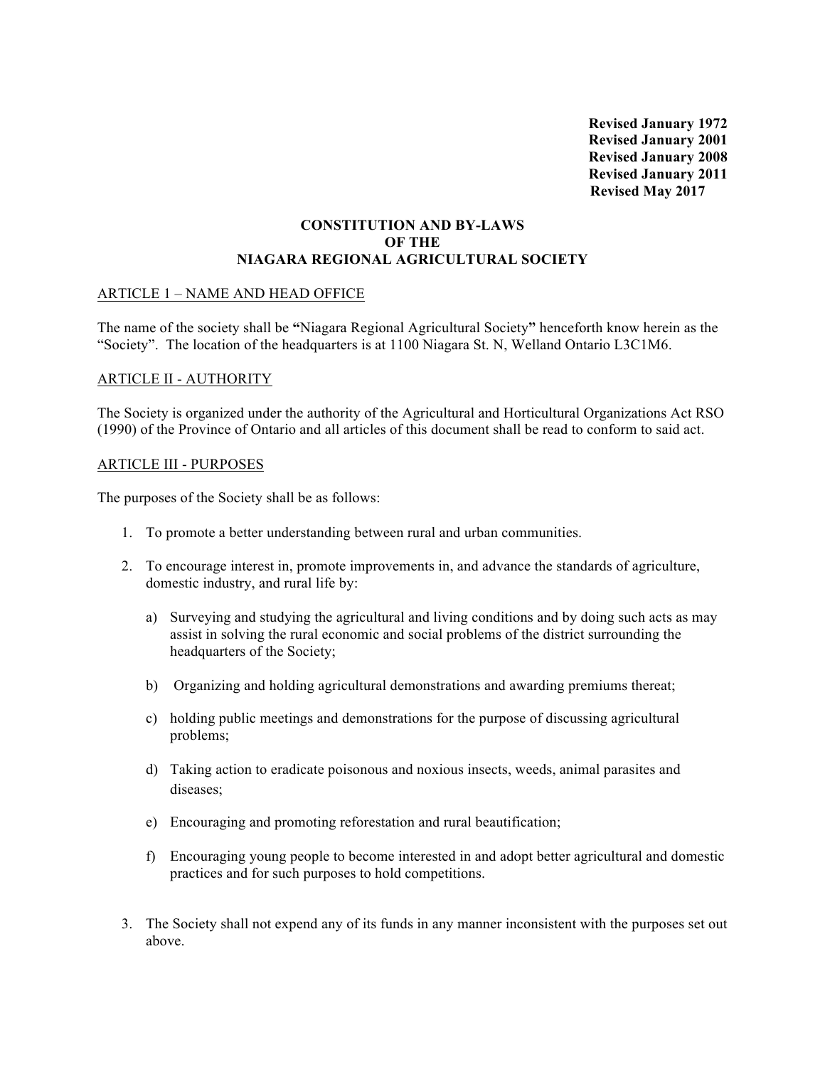**Revised January 1972**
**Revised January 2001**
**Revised January 2008**
**Revised January 2011**
**Revised May 2017**

# CONSTITUTION AND BY-LAWS OF THE NIAGARA REGIONAL AGRICULTURAL SOCIETY

## ARTICLE 1 – NAME AND HEAD OFFICE

The name of the society shall be **"**Niagara Regional Agricultural Society**"** henceforth know herein as the "Society". The location of the headquarters is at 1100 Niagara St. N, Welland Ontario L3C1M6.

## ARTICLE II - AUTHORITY

The Society is organized under the authority of the Agricultural and Horticultural Organizations Act RSO (1990) of the Province of Ontario and all articles of this document shall be read to conform to said act.

## ARTICLE III - PURPOSES

The purposes of the Society shall be as follows:

1. To promote a better understanding between rural and urban communities.

2. To encourage interest in, promote improvements in, and advance the standards of agriculture, domestic industry, and rural life by:

   a) Surveying and studying the agricultural and living conditions and by doing such acts as may assist in solving the rural economic and social problems of the district surrounding the headquarters of the Society;

   b) Organizing and holding agricultural demonstrations and awarding premiums thereat;

   c) holding public meetings and demonstrations for the purpose of discussing agricultural problems;

   d) Taking action to eradicate poisonous and noxious insects, weeds, animal parasites and diseases;

   e) Encouraging and promoting reforestation and rural beautification;

   f) Encouraging young people to become interested in and adopt better agricultural and domestic practices and for such purposes to hold competitions.

3. The Society shall not expend any of its funds in any manner inconsistent with the purposes set out above.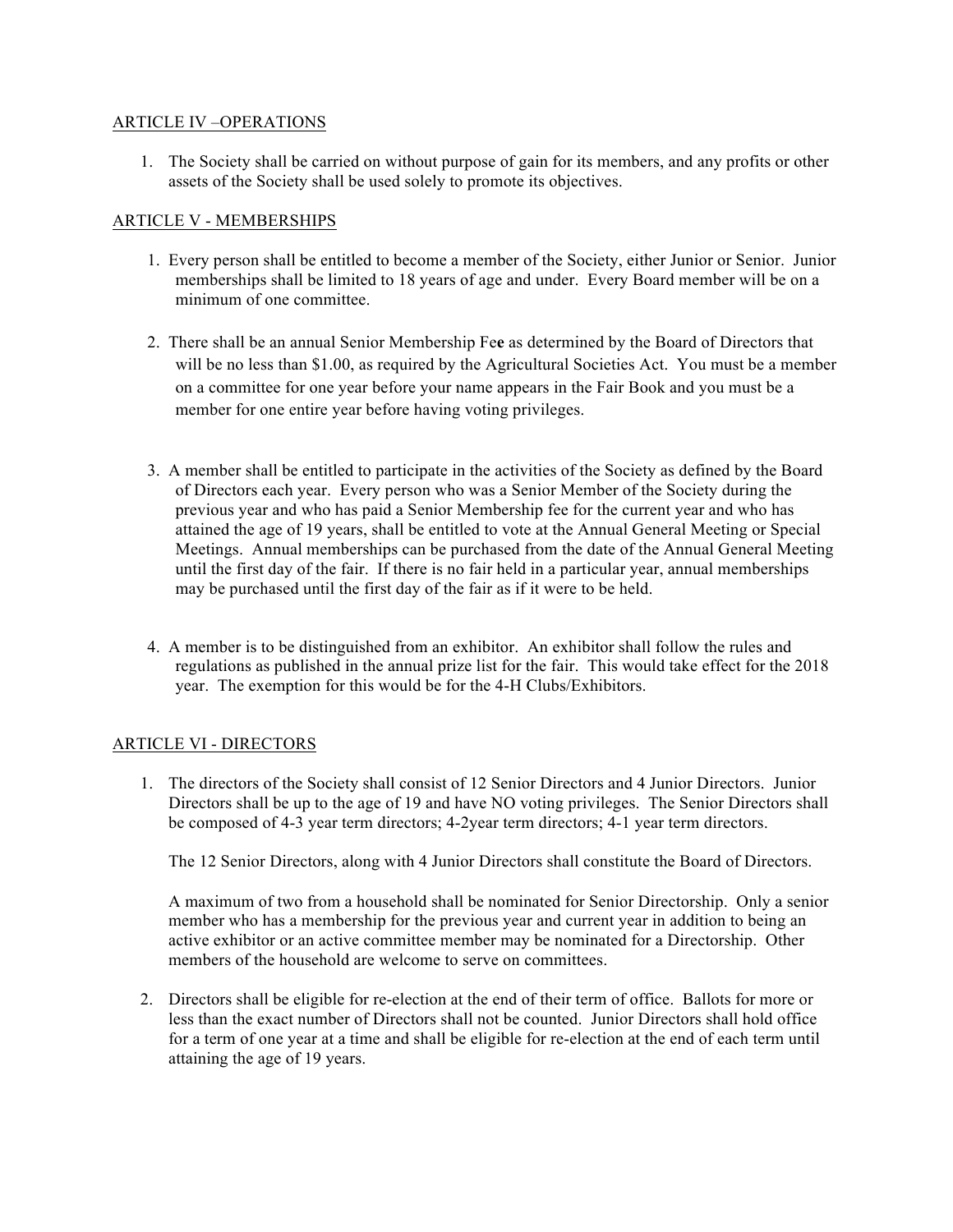## ARTICLE IV –OPERATIONS

1. The Society shall be carried on without purpose of gain for its members, and any profits or other assets of the Society shall be used solely to promote its objectives.

## ARTICLE V - MEMBERSHIPS

1. Every person shall be entitled to become a member of the Society, either Junior or Senior. Junior memberships shall be limited to 18 years of age and under. Every Board member will be on a minimum of one committee.

2. There shall be an annual Senior Membership Fee as determined by the Board of Directors that will be no less than $1.00, as required by the Agricultural Societies Act. You must be a member on a committee for one year before your name appears in the Fair Book and you must be a member for one entire year before having voting privileges.

3. A member shall be entitled to participate in the activities of the Society as defined by the Board of Directors each year. Every person who was a Senior Member of the Society during the previous year and who has paid a Senior Membership fee for the current year and who has attained the age of 19 years, shall be entitled to vote at the Annual General Meeting or Special Meetings. Annual memberships can be purchased from the date of the Annual General Meeting until the first day of the fair. If there is no fair held in a particular year, annual memberships may be purchased until the first day of the fair as if it were to be held.

4. A member is to be distinguished from an exhibitor. An exhibitor shall follow the rules and regulations as published in the annual prize list for the fair. This would take effect for the 2018 year. The exemption for this would be for the 4-H Clubs/Exhibitors.

## ARTICLE VI - DIRECTORS

1. The directors of the Society shall consist of 12 Senior Directors and 4 Junior Directors. Junior Directors shall be up to the age of 19 and have NO voting privileges. The Senior Directors shall be composed of 4-3 year term directors; 4-2year term directors; 4-1 year term directors.

   The 12 Senior Directors, along with 4 Junior Directors shall constitute the Board of Directors.

   A maximum of two from a household shall be nominated for Senior Directorship. Only a senior member who has a membership for the previous year and current year in addition to being an active exhibitor or an active committee member may be nominated for a Directorship. Other members of the household are welcome to serve on committees.

2. Directors shall be eligible for re-election at the end of their term of office. Ballots for more or less than the exact number of Directors shall not be counted. Junior Directors shall hold office for a term of one year at a time and shall be eligible for re-election at the end of each term until attaining the age of 19 years.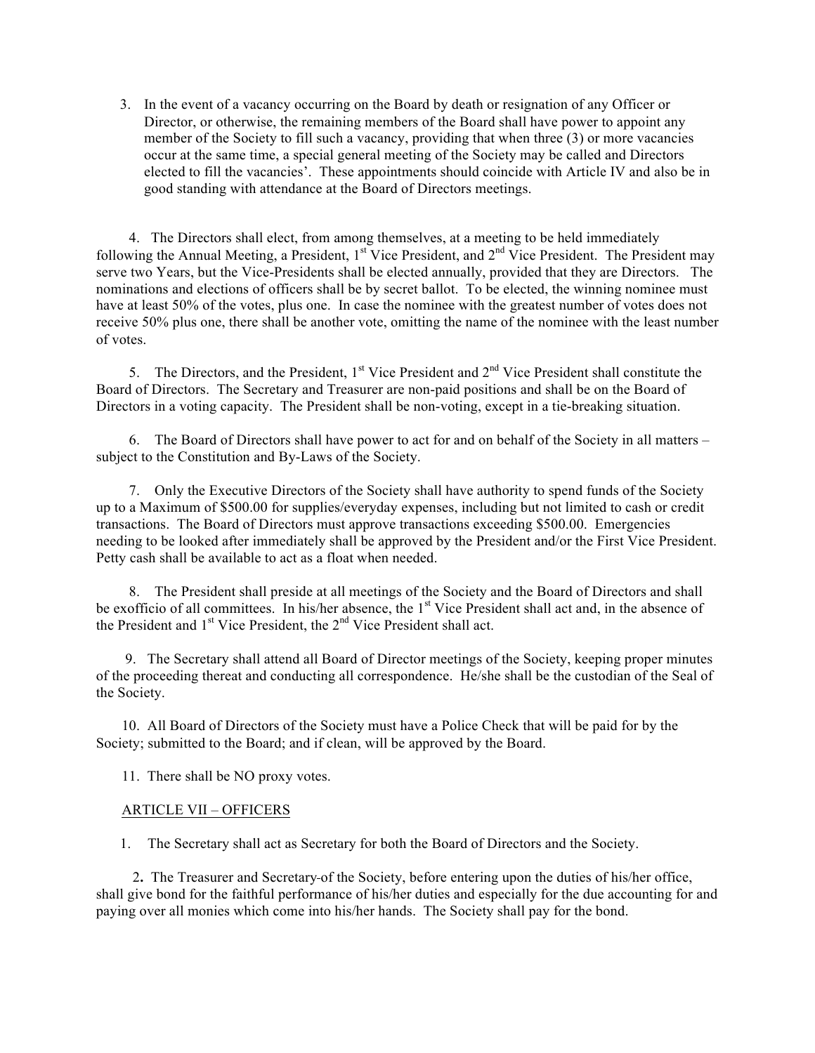3. In the event of a vacancy occurring on the Board by death or resignation of any Officer or Director, or otherwise, the remaining members of the Board shall have power to appoint any member of the Society to fill such a vacancy, providing that when three (3) or more vacancies occur at the same time, a special general meeting of the Society may be called and Directors elected to fill the vacancies'. These appointments should coincide with Article IV and also be in good standing with attendance at the Board of Directors meetings.

4. The Directors shall elect, from among themselves, at a meeting to be held immediately following the Annual Meeting, a President, 1st Vice President, and 2nd Vice President. The President may serve two Years, but the Vice-Presidents shall be elected annually, provided that they are Directors. The nominations and elections of officers shall be by secret ballot. To be elected, the winning nominee must have at least 50% of the votes, plus one. In case the nominee with the greatest number of votes does not receive 50% plus one, there shall be another vote, omitting the name of the nominee with the least number of votes.

5. The Directors, and the President, 1st Vice President and 2nd Vice President shall constitute the Board of Directors. The Secretary and Treasurer are non-paid positions and shall be on the Board of Directors in a voting capacity. The President shall be non-voting, except in a tie-breaking situation.

6. The Board of Directors shall have power to act for and on behalf of the Society in all matters – subject to the Constitution and By-Laws of the Society.

7. Only the Executive Directors of the Society shall have authority to spend funds of the Society up to a Maximum of $500.00 for supplies/everyday expenses, including but not limited to cash or credit transactions. The Board of Directors must approve transactions exceeding $500.00. Emergencies needing to be looked after immediately shall be approved by the President and/or the First Vice President. Petty cash shall be available to act as a float when needed.

8. The President shall preside at all meetings of the Society and the Board of Directors and shall be exofficio of all committees. In his/her absence, the 1st Vice President shall act and, in the absence of the President and 1st Vice President, the 2nd Vice President shall act.

9. The Secretary shall attend all Board of Director meetings of the Society, keeping proper minutes of the proceeding thereat and conducting all correspondence. He/she shall be the custodian of the Seal of the Society.

10. All Board of Directors of the Society must have a Police Check that will be paid for by the Society; submitted to the Board; and if clean, will be approved by the Board.

11. There shall be NO proxy votes.

## ARTICLE VII – OFFICERS

1. The Secretary shall act as Secretary for both the Board of Directors and the Society.

2. The Treasurer and Secretary of the Society, before entering upon the duties of his/her office, shall give bond for the faithful performance of his/her duties and especially for the due accounting for and paying over all monies which come into his/her hands. The Society shall pay for the bond.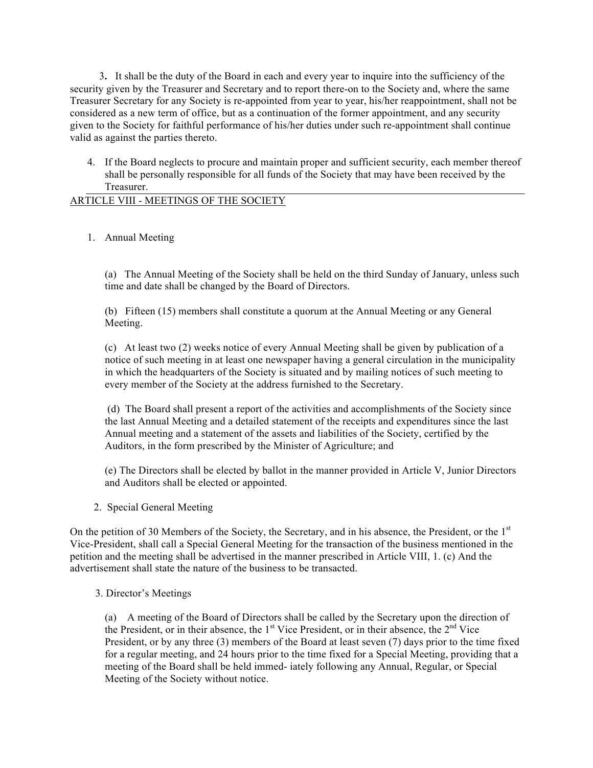3. It shall be the duty of the Board in each and every year to inquire into the sufficiency of the security given by the Treasurer and Secretary and to report there-on to the Society and, where the same Treasurer Secretary for any Society is re-appointed from year to year, his/her reappointment, shall not be considered as a new term of office, but as a continuation of the former appointment, and any security given to the Society for faithful performance of his/her duties under such re-appointment shall continue valid as against the parties thereto.

4. If the Board neglects to procure and maintain proper and sufficient security, each member thereof shall be personally responsible for all funds of the Society that may have been received by the Treasurer.

## ARTICLE VIII - MEETINGS OF THE SOCIETY

1. Annual Meeting

   (a) The Annual Meeting of the Society shall be held on the third Sunday of January, unless such time and date shall be changed by the Board of Directors.

   (b) Fifteen (15) members shall constitute a quorum at the Annual Meeting or any General Meeting.

   (c) At least two (2) weeks notice of every Annual Meeting shall be given by publication of a notice of such meeting in at least one newspaper having a general circulation in the municipality in which the headquarters of the Society is situated and by mailing notices of such meeting to every member of the Society at the address furnished to the Secretary.

   (d) The Board shall present a report of the activities and accomplishments of the Society since the last Annual Meeting and a detailed statement of the receipts and expenditures since the last Annual meeting and a statement of the assets and liabilities of the Society, certified by the Auditors, in the form prescribed by the Minister of Agriculture; and

   (e) The Directors shall be elected by ballot in the manner provided in Article V, Junior Directors and Auditors shall be elected or appointed.

2. Special General Meeting

On the petition of 30 Members of the Society, the Secretary, and in his absence, the President, or the 1st Vice-President, shall call a Special General Meeting for the transaction of the business mentioned in the petition and the meeting shall be advertised in the manner prescribed in Article VIII, 1. (c) And the advertisement shall state the nature of the business to be transacted.

3. Director's Meetings

   (a) A meeting of the Board of Directors shall be called by the Secretary upon the direction of the President, or in their absence, the 1st Vice President, or in their absence, the 2nd Vice President, or by any three (3) members of the Board at least seven (7) days prior to the time fixed for a regular meeting, and 24 hours prior to the time fixed for a Special Meeting, providing that a meeting of the Board shall be held immed- iately following any Annual, Regular, or Special Meeting of the Society without notice.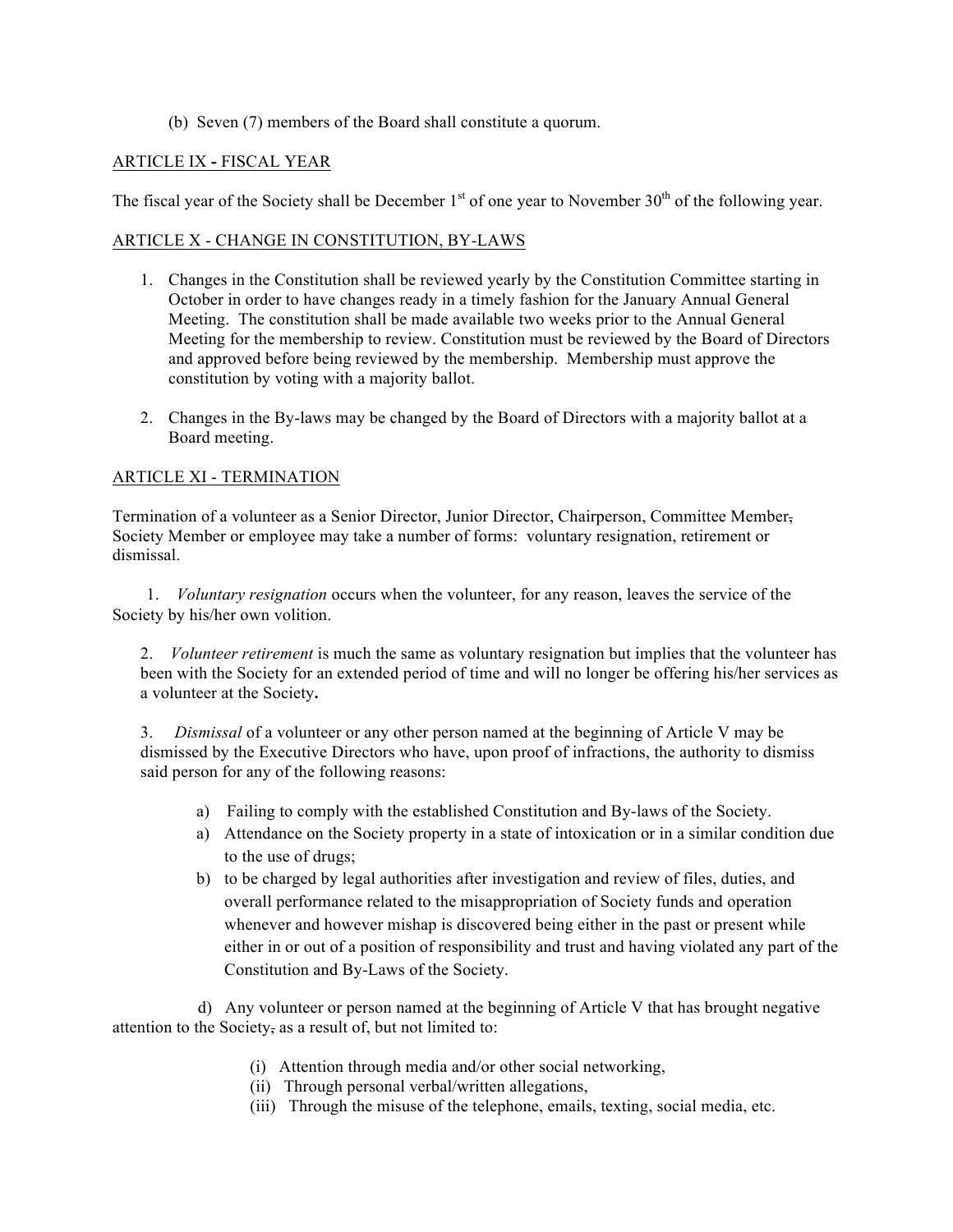(b) Seven (7) members of the Board shall constitute a quorum.

ARTICLE IX - FISCAL YEAR

The fiscal year of the Society shall be December 1st of one year to November 30th of the following year.

ARTICLE X - CHANGE IN CONSTITUTION, BY-LAWS

1. Changes in the Constitution shall be reviewed yearly by the Constitution Committee starting in October in order to have changes ready in a timely fashion for the January Annual General Meeting. The constitution shall be made available two weeks prior to the Annual General Meeting for the membership to review. Constitution must be reviewed by the Board of Directors and approved before being reviewed by the membership. Membership must approve the constitution by voting with a majority ballot.

2. Changes in the By-laws may be changed by the Board of Directors with a majority ballot at a Board meeting.

ARTICLE XI - TERMINATION

Termination of a volunteer as a Senior Director, Junior Director, Chairperson, Committee Member~~,~~ Society Member or employee may take a number of forms: voluntary resignation, retirement or dismissal.

1. *Voluntary resignation* occurs when the volunteer, for any reason, leaves the service of the Society by his/her own volition.

2. *Volunteer retirement* is much the same as voluntary resignation but implies that the volunteer has been with the Society for an extended period of time and will no longer be offering his/her services as a volunteer at the Society**.**

3. *Dismissal* of a volunteer or any other person named at the beginning of Article V may be dismissed by the Executive Directors who have, upon proof of infractions, the authority to dismiss said person for any of the following reasons:

   a) Failing to comply with the established Constitution and By-laws of the Society.
   a) Attendance on the Society property in a state of intoxication or in a similar condition due to the use of drugs;
   b) to be charged by legal authorities after investigation and review of files, duties, and overall performance related to the misappropriation of Society funds and operation whenever and however mishap is discovered being either in the past or present while either in or out of a position of responsibility and trust and having violated any part of the Constitution and By-Laws of the Society.

   d) Any volunteer or person named at the beginning of Article V that has brought negative attention to the Society~~,~~ as a result of, but not limited to:

      (i) Attention through media and/or other social networking,
      (ii) Through personal verbal/written allegations,
      (iii) Through the misuse of the telephone, emails, texting, social media, etc.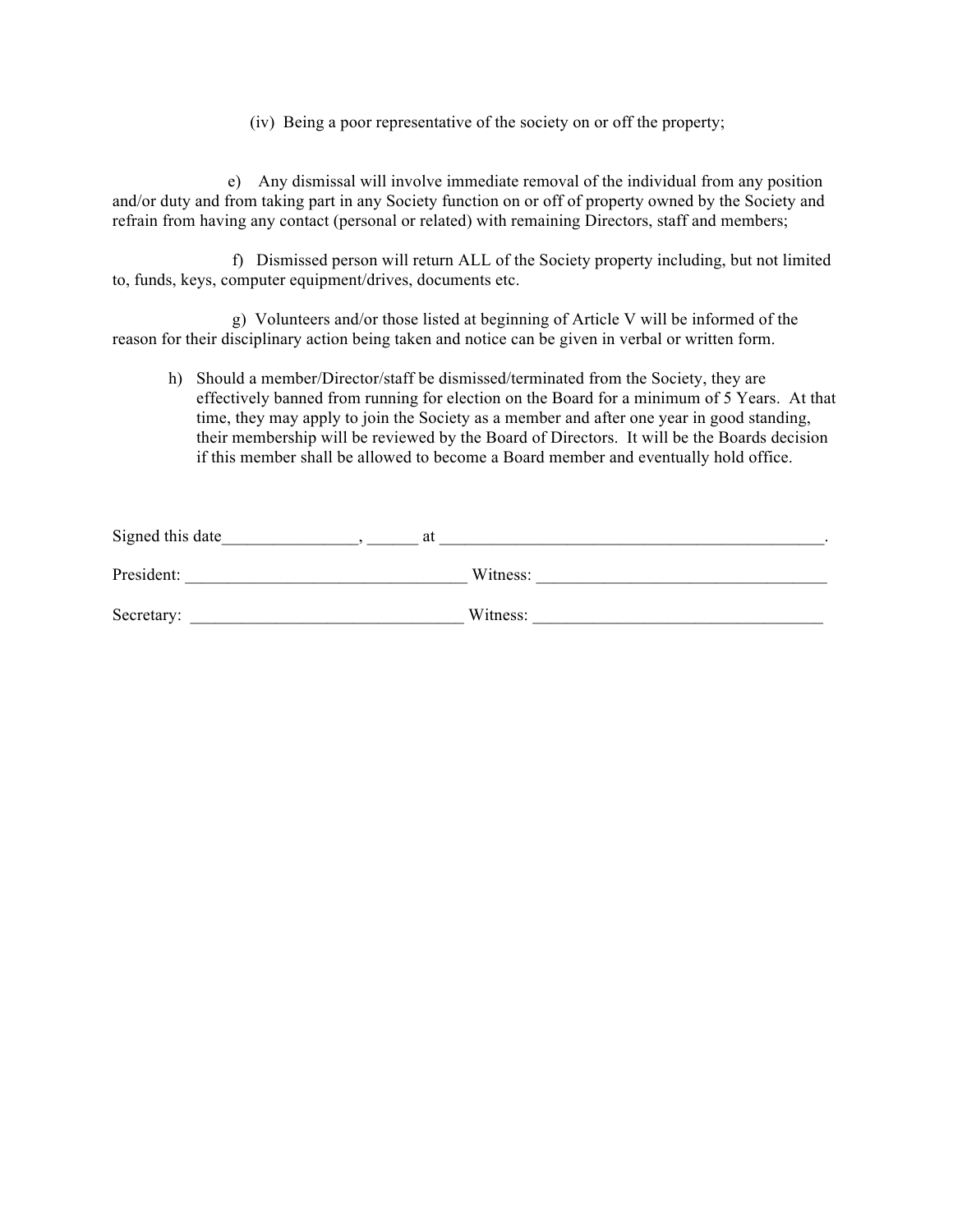(iv) Being a poor representative of the society on or off the property;

e) Any dismissal will involve immediate removal of the individual from any position and/or duty and from taking part in any Society function on or off of property owned by the Society and refrain from having any contact (personal or related) with remaining Directors, staff and members;

f) Dismissed person will return ALL of the Society property including, but not limited to, funds, keys, computer equipment/drives, documents etc.

g) Volunteers and/or those listed at beginning of Article V will be informed of the reason for their disciplinary action being taken and notice can be given in verbal or written form.

h) Should a member/Director/staff be dismissed/terminated from the Society, they are effectively banned from running for election on the Board for a minimum of 5 Years. At that time, they may apply to join the Society as a member and after one year in good standing, their membership will be reviewed by the Board of Directors. It will be the Boards decision if this member shall be allowed to become a Board member and eventually hold office.

Signed this date________________, ______ at _______________________________________________.

President: ________________________________ Witness: __________________________________

Secretary: ________________________________ Witness: __________________________________